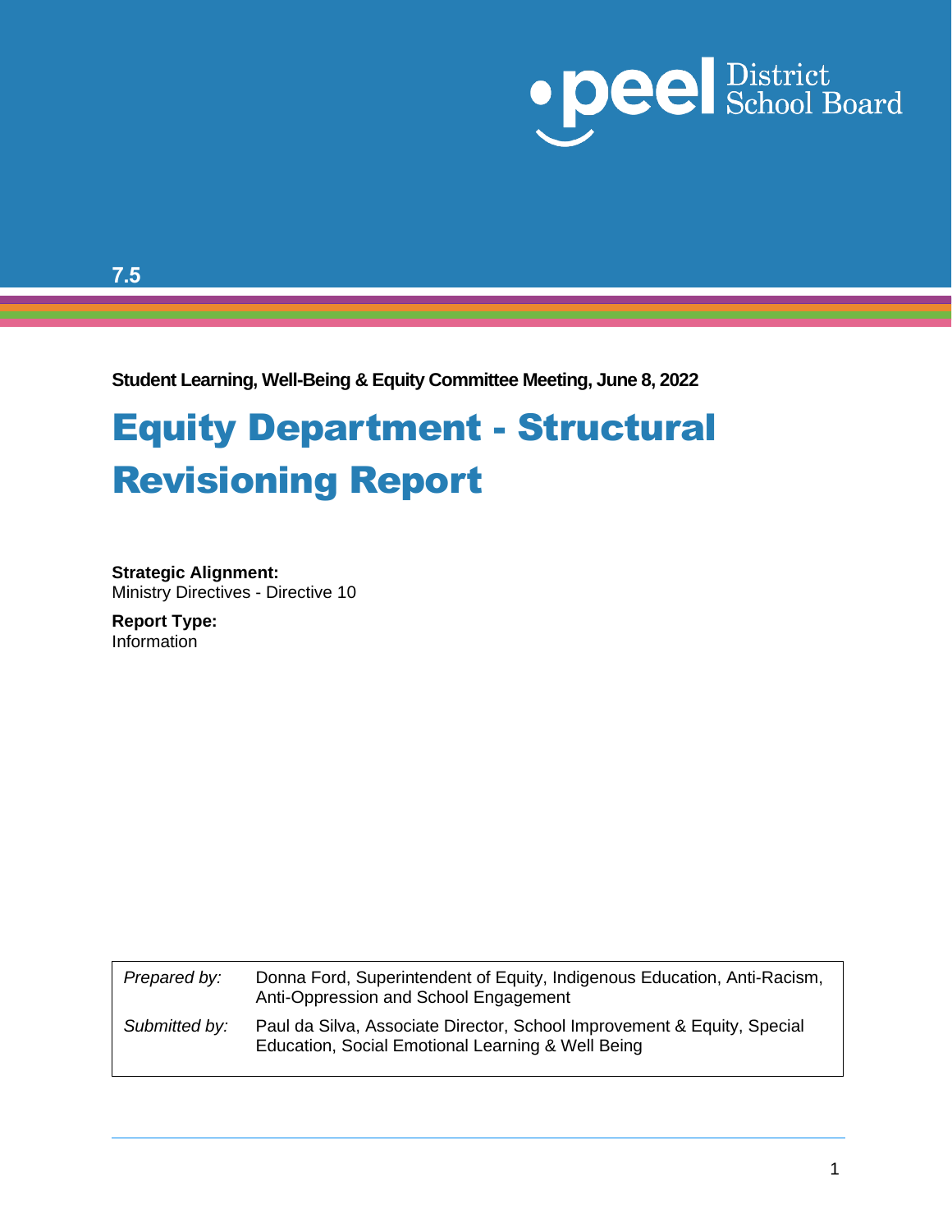7.5

**Student Learning, Well-Being & Equity Committee Meeting, June 8, 2022**

# Equity Department - Structural Revisioning Report

**Strategic Alignment:**
Ministry Directives - Directive 10

**Report Type:**
Information

| | |
|---|---|
| *Prepared by:* | Donna Ford, Superintendent of Equity, Indigenous Education, Anti-Racism, Anti-Oppression and School Engagement |
| *Submitted by:* | Paul da Silva, Associate Director, School Improvement & Equity, Special Education, Social Emotional Learning & Well Being |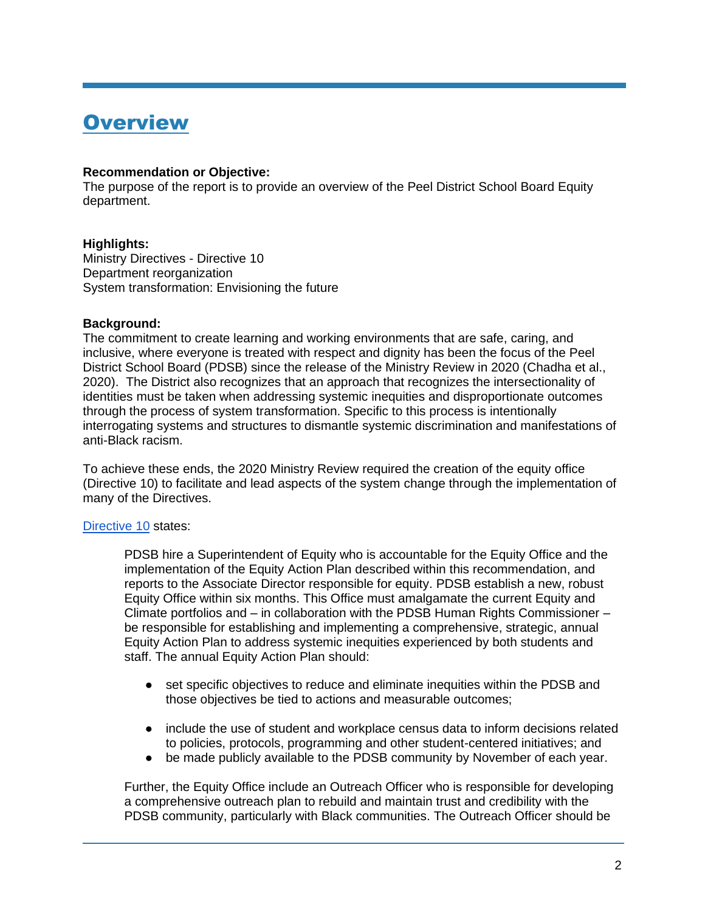# Overview

**Recommendation or Objective:**
The purpose of the report is to provide an overview of the Peel District School Board Equity department.

**Highlights:**
Ministry Directives - Directive 10
Department reorganization
System transformation: Envisioning the future

**Background:**
The commitment to create learning and working environments that are safe, caring, and inclusive, where everyone is treated with respect and dignity has been the focus of the Peel District School Board (PDSB) since the release of the Ministry Review in 2020 (Chadha et al., 2020). The District also recognizes that an approach that recognizes the intersectionality of identities must be taken when addressing systemic inequities and disproportionate outcomes through the process of system transformation. Specific to this process is intentionally interrogating systems and structures to dismantle systemic discrimination and manifestations of anti-Black racism.

To achieve these ends, the 2020 Ministry Review required the creation of the equity office (Directive 10) to facilitate and lead aspects of the system change through the implementation of many of the Directives.

Directive 10 states:

> PDSB hire a Superintendent of Equity who is accountable for the Equity Office and the implementation of the Equity Action Plan described within this recommendation, and reports to the Associate Director responsible for equity. PDSB establish a new, robust Equity Office within six months. This Office must amalgamate the current Equity and Climate portfolios and – in collaboration with the PDSB Human Rights Commissioner – be responsible for establishing and implementing a comprehensive, strategic, annual Equity Action Plan to address systemic inequities experienced by both students and staff. The annual Equity Action Plan should:
>
> - set specific objectives to reduce and eliminate inequities within the PDSB and those objectives be tied to actions and measurable outcomes;
> - include the use of student and workplace census data to inform decisions related to policies, protocols, programming and other student-centered initiatives; and
> - be made publicly available to the PDSB community by November of each year.
>
> Further, the Equity Office include an Outreach Officer who is responsible for developing a comprehensive outreach plan to rebuild and maintain trust and credibility with the PDSB community, particularly with Black communities. The Outreach Officer should be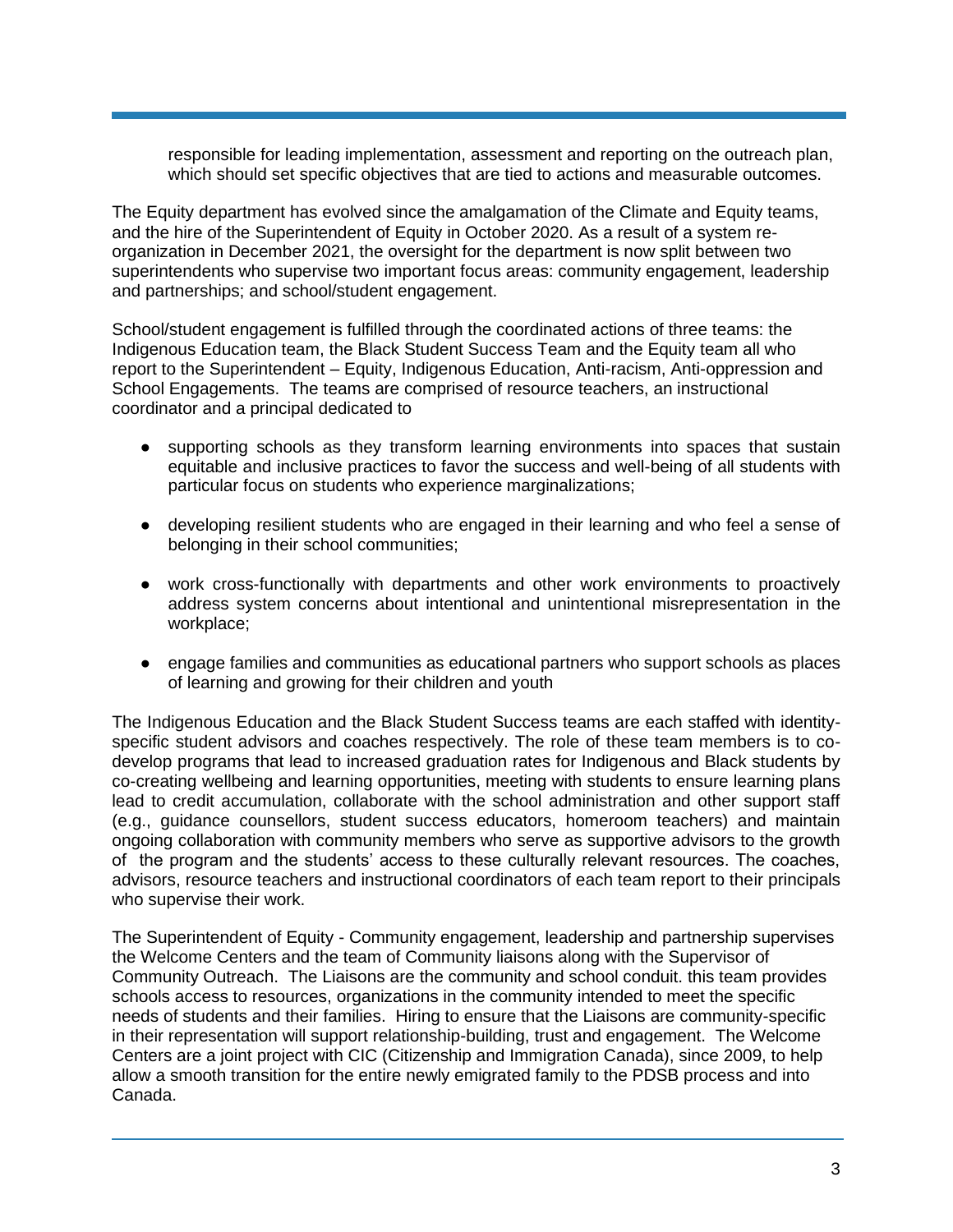responsible for leading implementation, assessment and reporting on the outreach plan, which should set specific objectives that are tied to actions and measurable outcomes.

The Equity department has evolved since the amalgamation of the Climate and Equity teams, and the hire of the Superintendent of Equity in October 2020. As a result of a system re-organization in December 2021, the oversight for the department is now split between two superintendents who supervise two important focus areas: community engagement, leadership and partnerships; and school/student engagement.

School/student engagement is fulfilled through the coordinated actions of three teams: the Indigenous Education team, the Black Student Success Team and the Equity team all who report to the Superintendent – Equity, Indigenous Education, Anti-racism, Anti-oppression and School Engagements. The teams are comprised of resource teachers, an instructional coordinator and a principal dedicated to

- supporting schools as they transform learning environments into spaces that sustain equitable and inclusive practices to favor the success and well-being of all students with particular focus on students who experience marginalizations;
- developing resilient students who are engaged in their learning and who feel a sense of belonging in their school communities;
- work cross-functionally with departments and other work environments to proactively address system concerns about intentional and unintentional misrepresentation in the workplace;
- engage families and communities as educational partners who support schools as places of learning and growing for their children and youth

The Indigenous Education and the Black Student Success teams are each staffed with identity-specific student advisors and coaches respectively. The role of these team members is to co-develop programs that lead to increased graduation rates for Indigenous and Black students by co-creating wellbeing and learning opportunities, meeting with students to ensure learning plans lead to credit accumulation, collaborate with the school administration and other support staff (e.g., guidance counsellors, student success educators, homeroom teachers) and maintain ongoing collaboration with community members who serve as supportive advisors to the growth of the program and the students' access to these culturally relevant resources. The coaches, advisors, resource teachers and instructional coordinators of each team report to their principals who supervise their work.

The Superintendent of Equity - Community engagement, leadership and partnership supervises the Welcome Centers and the team of Community liaisons along with the Supervisor of Community Outreach. The Liaisons are the community and school conduit. this team provides schools access to resources, organizations in the community intended to meet the specific needs of students and their families. Hiring to ensure that the Liaisons are community-specific in their representation will support relationship-building, trust and engagement. The Welcome Centers are a joint project with CIC (Citizenship and Immigration Canada), since 2009, to help allow a smooth transition for the entire newly emigrated family to the PDSB process and into Canada.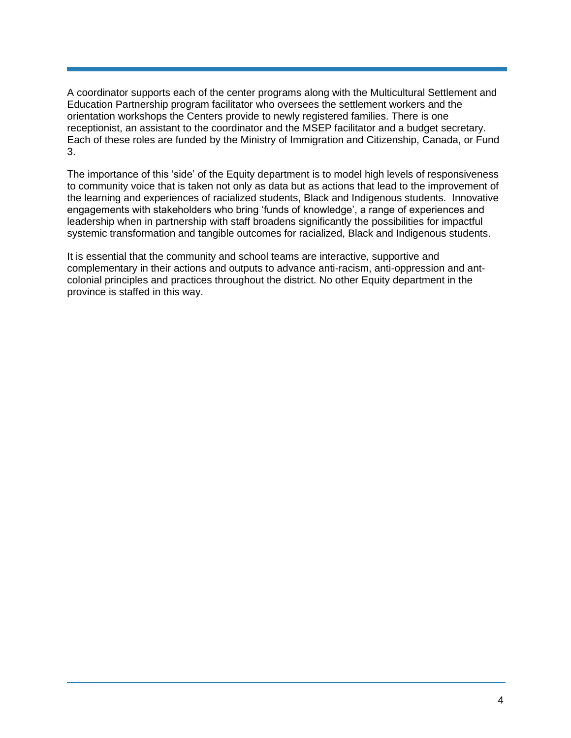A coordinator supports each of the center programs along with the Multicultural Settlement and Education Partnership program facilitator who oversees the settlement workers and the orientation workshops the Centers provide to newly registered families. There is one receptionist, an assistant to the coordinator and the MSEP facilitator and a budget secretary. Each of these roles are funded by the Ministry of Immigration and Citizenship, Canada, or Fund 3.

The importance of this 'side' of the Equity department is to model high levels of responsiveness to community voice that is taken not only as data but as actions that lead to the improvement of the learning and experiences of racialized students, Black and Indigenous students. Innovative engagements with stakeholders who bring 'funds of knowledge', a range of experiences and leadership when in partnership with staff broadens significantly the possibilities for impactful systemic transformation and tangible outcomes for racialized, Black and Indigenous students.

It is essential that the community and school teams are interactive, supportive and complementary in their actions and outputs to advance anti-racism, anti-oppression and ant-colonial principles and practices throughout the district. No other Equity department in the province is staffed in this way.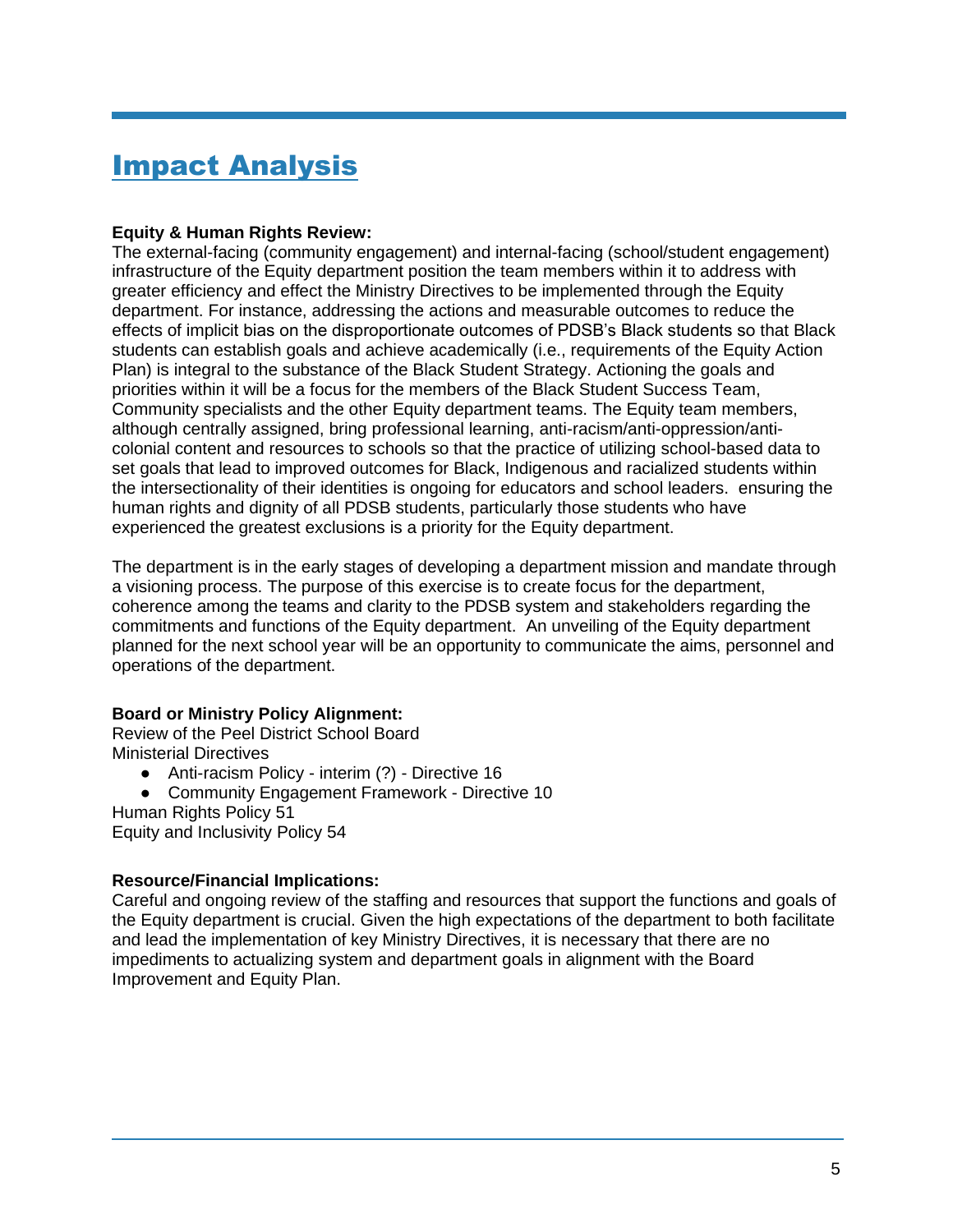# Impact Analysis

**Equity & Human Rights Review:**
The external-facing (community engagement) and internal-facing (school/student engagement) infrastructure of the Equity department position the team members within it to address with greater efficiency and effect the Ministry Directives to be implemented through the Equity department. For instance, addressing the actions and measurable outcomes to reduce the effects of implicit bias on the disproportionate outcomes of PDSB's Black students so that Black students can establish goals and achieve academically (i.e., requirements of the Equity Action Plan) is integral to the substance of the Black Student Strategy. Actioning the goals and priorities within it will be a focus for the members of the Black Student Success Team, Community specialists and the other Equity department teams. The Equity team members, although centrally assigned, bring professional learning, anti-racism/anti-oppression/anti-colonial content and resources to schools so that the practice of utilizing school-based data to set goals that lead to improved outcomes for Black, Indigenous and racialized students within the intersectionality of their identities is ongoing for educators and school leaders. ensuring the human rights and dignity of all PDSB students, particularly those students who have experienced the greatest exclusions is a priority for the Equity department.

The department is in the early stages of developing a department mission and mandate through a visioning process. The purpose of this exercise is to create focus for the department, coherence among the teams and clarity to the PDSB system and stakeholders regarding the commitments and functions of the Equity department. An unveiling of the Equity department planned for the next school year will be an opportunity to communicate the aims, personnel and operations of the department.

**Board or Ministry Policy Alignment:**
Review of the Peel District School Board
Ministerial Directives

- Anti-racism Policy - interim (?) - Directive 16
- Community Engagement Framework - Directive 10

Human Rights Policy 51
Equity and Inclusivity Policy 54

**Resource/Financial Implications:**
Careful and ongoing review of the staffing and resources that support the functions and goals of the Equity department is crucial. Given the high expectations of the department to both facilitate and lead the implementation of key Ministry Directives, it is necessary that there are no impediments to actualizing system and department goals in alignment with the Board Improvement and Equity Plan.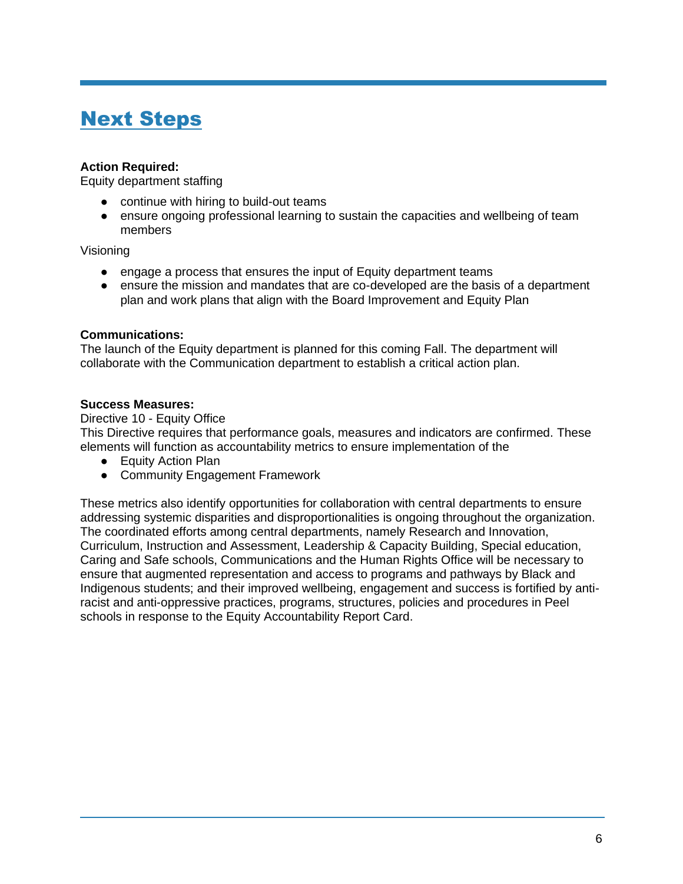## Next Steps

**Action Required:**
Equity department staffing

- continue with hiring to build-out teams
- ensure ongoing professional learning to sustain the capacities and wellbeing of team members

Visioning

- engage a process that ensures the input of Equity department teams
- ensure the mission and mandates that are co-developed are the basis of a department plan and work plans that align with the Board Improvement and Equity Plan

**Communications:**
The launch of the Equity department is planned for this coming Fall. The department will collaborate with the Communication department to establish a critical action plan.

**Success Measures:**
Directive 10 - Equity Office
This Directive requires that performance goals, measures and indicators are confirmed. These elements will function as accountability metrics to ensure implementation of the

- Equity Action Plan
- Community Engagement Framework

These metrics also identify opportunities for collaboration with central departments to ensure addressing systemic disparities and disproportionalities is ongoing throughout the organization. The coordinated efforts among central departments, namely Research and Innovation, Curriculum, Instruction and Assessment, Leadership & Capacity Building, Special education, Caring and Safe schools, Communications and the Human Rights Office will be necessary to ensure that augmented representation and access to programs and pathways by Black and Indigenous students; and their improved wellbeing, engagement and success is fortified by anti-racist and anti-oppressive practices, programs, structures, policies and procedures in Peel schools in response to the Equity Accountability Report Card.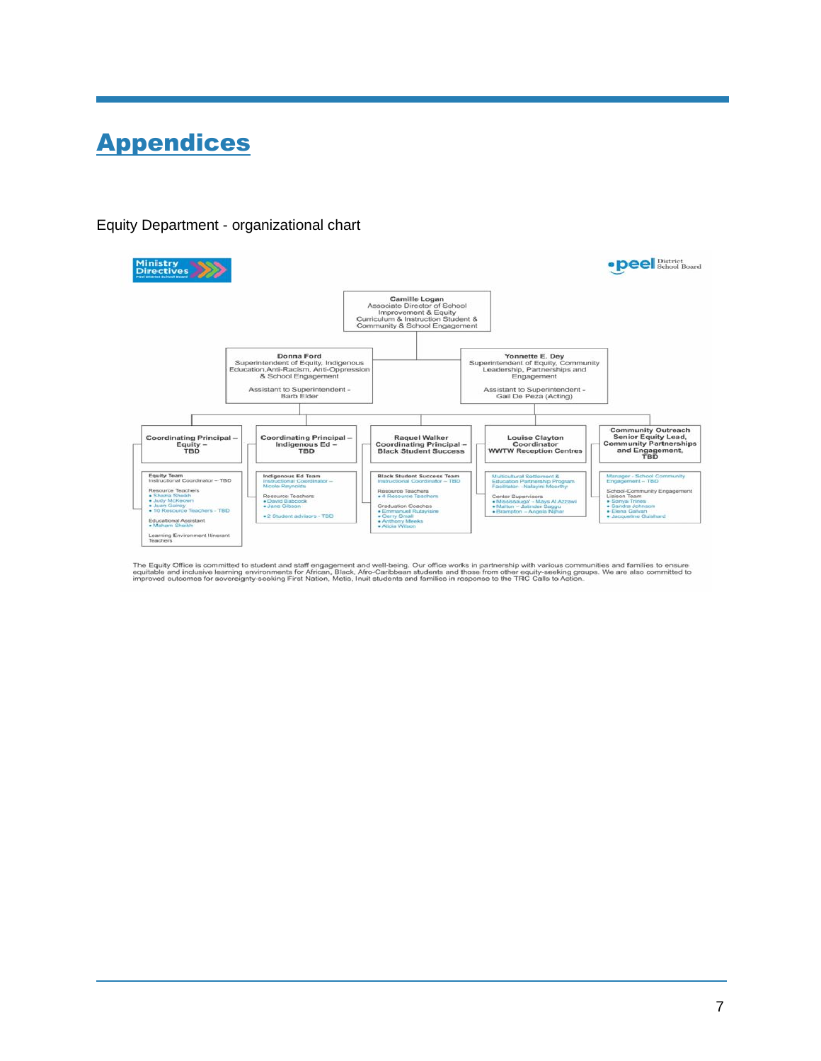# Appendices

Equity Department - organizational chart

Ministry Directives

peel District School Board

**Camille Logan**
Associate Director of School Improvement & Equity
Curriculum & Instruction Student & Community & School Engagement

**Donna Ford**
Superintendent of Equity, Indigenous Education,Anti-Racism, Anti-Oppression & School Engagement

Assistant to Superintendent - Barb Elder

**Yonnette E. Dey**
Superintendent of Equity, Community Leadership, Partnerships and Engagement

Assistant to Superintendent - Gail De Peza (Acting)

**Coordinating Principal – Equity – TBD**

Equity Team
Instructional Coordinator – TBD

Resource Teachers
- Shazia Sheikh
- Judy McKeown
- Juan Gulrey
- 10 Resource Teachers - TBD

Educational Assistant
- Maham Sheikh

Learning Environment Itinerant Teachers

**Coordinating Principal – Indigenous Ed – TBD**

Indigenous Ed Team
Instructional Coordinator – Nicola Reynolds

Resource Teachers
- David Babcock
- Jane Gibson

- 2 Student advisors - TBD

**Raquel Walker**
**Coordinating Principal – Black Student Success**

Black Student Success Team
Instructional Coordinator – TBD

Resource Teachers
- 4 Resource Teachers

Graduation Coaches
- Emmanuel Rutayisire
- Gerry Small
- Anthony Meeks
- Alicia Wilson

**Louise Clayton**
**Coordinator**
**WWTW Reception Centres**

Multicultural Settlement & Education Partnership Program Facilitator - Nalayini Moorthy

Center Supervisors
- Mississauga - Mays Al Azzawi
- Malton – Jatinder Seggu
- Brampton – Angela Nijhar

**Community Outreach Senior Equity Lead, Community Partnerships and Engagement, TBD**

Manager - School Community Engagement – TBD

School-Community Engagement Liaison Team
- Sonya Trines
- Sandra Johnson
- Elena Galvan
- Jacqueline Guishard

The Equity Office is committed to student and staff engagement and well-being. Our office works in partnership with various communities and families to ensure equitable and inclusive learning environments for African, Black, Afro-Caribbean students and those from other equity-seeking groups. We are also committed to improved outcomes for sovereignty-seeking First Nation, Metis, Inuit students and families in response to the TRC Calls to Action.